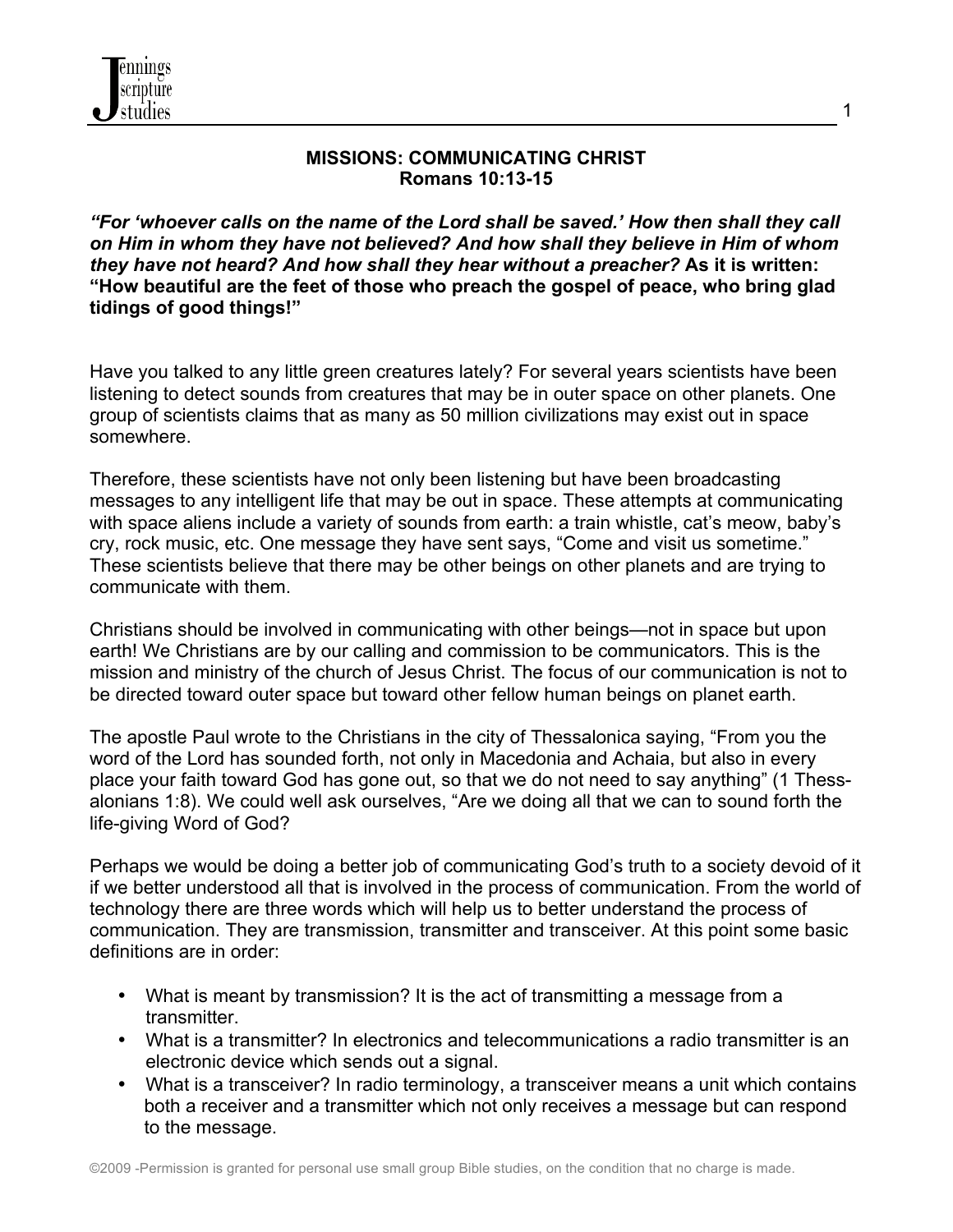# MISSIONS: COMMUNICATING CHRIST
## Romans 10:13-15

***"For 'whoever calls on the name of the Lord shall be saved.' How then shall they call on Him in whom they have not believed? And how shall they believe in Him of whom they have not heard? And how shall they hear without a preacher?*** **As it is written: "How beautiful are the feet of those who preach the gospel of peace, who bring glad tidings of good things!"**

Have you talked to any little green creatures lately? For several years scientists have been listening to detect sounds from creatures that may be in outer space on other planets. One group of scientists claims that as many as 50 million civilizations may exist out in space somewhere.

Therefore, these scientists have not only been listening but have been broadcasting messages to any intelligent life that may be out in space. These attempts at communicating with space aliens include a variety of sounds from earth: a train whistle, cat's meow, baby's cry, rock music, etc. One message they have sent says, "Come and visit us sometime." These scientists believe that there may be other beings on other planets and are trying to communicate with them.

Christians should be involved in communicating with other beings—not in space but upon earth! We Christians are by our calling and commission to be communicators. This is the mission and ministry of the church of Jesus Christ. The focus of our communication is not to be directed toward outer space but toward other fellow human beings on planet earth.

The apostle Paul wrote to the Christians in the city of Thessalonica saying, "From you the word of the Lord has sounded forth, not only in Macedonia and Achaia, but also in every place your faith toward God has gone out, so that we do not need to say anything" (1 Thessalonians 1:8). We could well ask ourselves, "Are we doing all that we can to sound forth the life-giving Word of God?

Perhaps we would be doing a better job of communicating God's truth to a society devoid of it if we better understood all that is involved in the process of communication. From the world of technology there are three words which will help us to better understand the process of communication. They are transmission, transmitter and transceiver. At this point some basic definitions are in order:

- What is meant by transmission? It is the act of transmitting a message from a transmitter.
- What is a transmitter? In electronics and telecommunications a radio transmitter is an electronic device which sends out a signal.
- What is a transceiver? In radio terminology, a transceiver means a unit which contains both a receiver and a transmitter which not only receives a message but can respond to the message.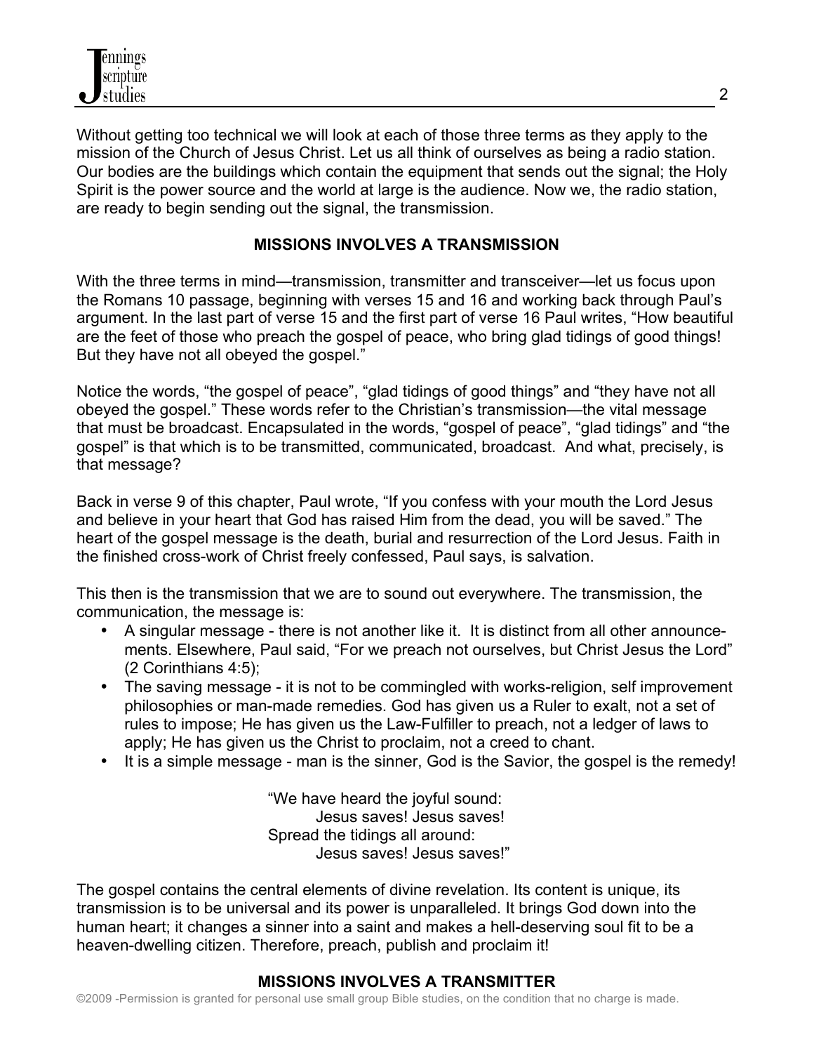Without getting too technical we will look at each of those three terms as they apply to the mission of the Church of Jesus Christ. Let us all think of ourselves as being a radio station. Our bodies are the buildings which contain the equipment that sends out the signal; the Holy Spirit is the power source and the world at large is the audience. Now we, the radio station, are ready to begin sending out the signal, the transmission.

## MISSIONS INVOLVES A TRANSMISSION

With the three terms in mind—transmission, transmitter and transceiver—let us focus upon the Romans 10 passage, beginning with verses 15 and 16 and working back through Paul's argument. In the last part of verse 15 and the first part of verse 16 Paul writes, "How beautiful are the feet of those who preach the gospel of peace, who bring glad tidings of good things! But they have not all obeyed the gospel."

Notice the words, "the gospel of peace", "glad tidings of good things" and "they have not all obeyed the gospel." These words refer to the Christian's transmission—the vital message that must be broadcast. Encapsulated in the words, "gospel of peace", "glad tidings" and "the gospel" is that which is to be transmitted, communicated, broadcast. And what, precisely, is that message?

Back in verse 9 of this chapter, Paul wrote, "If you confess with your mouth the Lord Jesus and believe in your heart that God has raised Him from the dead, you will be saved." The heart of the gospel message is the death, burial and resurrection of the Lord Jesus. Faith in the finished cross-work of Christ freely confessed, Paul says, is salvation.

This then is the transmission that we are to sound out everywhere. The transmission, the communication, the message is:

- A singular message - there is not another like it. It is distinct from all other announcements. Elsewhere, Paul said, "For we preach not ourselves, but Christ Jesus the Lord" (2 Corinthians 4:5);
- The saving message - it is not to be commingled with works-religion, self improvement philosophies or man-made remedies. God has given us a Ruler to exalt, not a set of rules to impose; He has given us the Law-Fulfiller to preach, not a ledger of laws to apply; He has given us the Christ to proclaim, not a creed to chant.
- It is a simple message - man is the sinner, God is the Savior, the gospel is the remedy!

> "We have heard the joyful sound:
> Jesus saves! Jesus saves!
> Spread the tidings all around:
> Jesus saves! Jesus saves!"

The gospel contains the central elements of divine revelation. Its content is unique, its transmission is to be universal and its power is unparalleled. It brings God down into the human heart; it changes a sinner into a saint and makes a hell-deserving soul fit to be a heaven-dwelling citizen. Therefore, preach, publish and proclaim it!

## MISSIONS INVOLVES A TRANSMITTER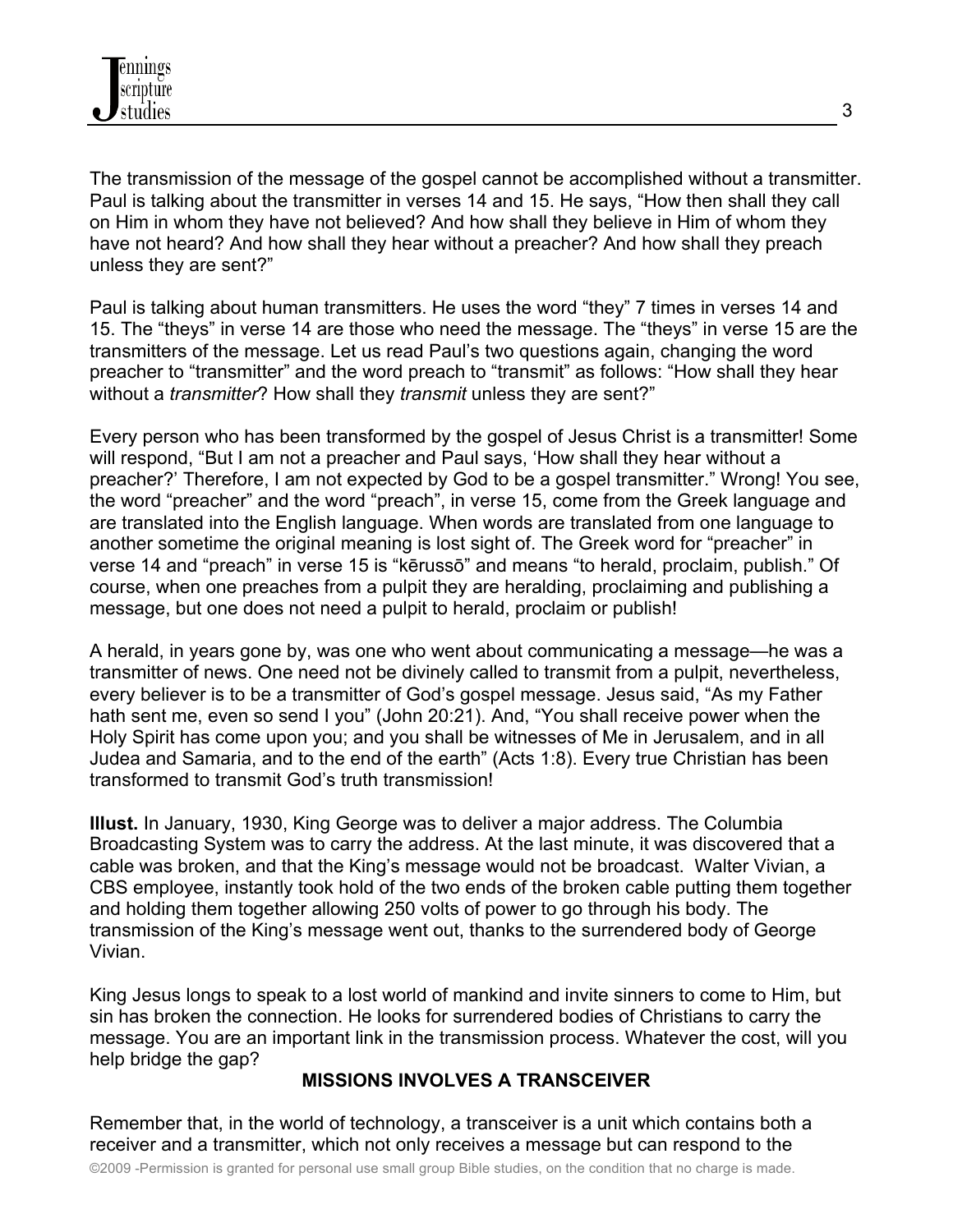The transmission of the message of the gospel cannot be accomplished without a transmitter. Paul is talking about the transmitter in verses 14 and 15. He says, "How then shall they call on Him in whom they have not believed? And how shall they believe in Him of whom they have not heard? And how shall they hear without a preacher? And how shall they preach unless they are sent?"

Paul is talking about human transmitters. He uses the word "they" 7 times in verses 14 and 15. The "theys" in verse 14 are those who need the message. The "theys" in verse 15 are the transmitters of the message. Let us read Paul's two questions again, changing the word preacher to "transmitter" and the word preach to "transmit" as follows: "How shall they hear without a *transmitter*? How shall they *transmit* unless they are sent?"

Every person who has been transformed by the gospel of Jesus Christ is a transmitter! Some will respond, "But I am not a preacher and Paul says, 'How shall they hear without a preacher?' Therefore, I am not expected by God to be a gospel transmitter." Wrong! You see, the word "preacher" and the word "preach", in verse 15, come from the Greek language and are translated into the English language. When words are translated from one language to another sometime the original meaning is lost sight of. The Greek word for "preacher" in verse 14 and "preach" in verse 15 is "kērussō" and means "to herald, proclaim, publish." Of course, when one preaches from a pulpit they are heralding, proclaiming and publishing a message, but one does not need a pulpit to herald, proclaim or publish!

A herald, in years gone by, was one who went about communicating a message—he was a transmitter of news. One need not be divinely called to transmit from a pulpit, nevertheless, every believer is to be a transmitter of God's gospel message. Jesus said, "As my Father hath sent me, even so send I you" (John 20:21). And, "You shall receive power when the Holy Spirit has come upon you; and you shall be witnesses of Me in Jerusalem, and in all Judea and Samaria, and to the end of the earth" (Acts 1:8). Every true Christian has been transformed to transmit God's truth transmission!

**Illust.** In January, 1930, King George was to deliver a major address. The Columbia Broadcasting System was to carry the address. At the last minute, it was discovered that a cable was broken, and that the King's message would not be broadcast. Walter Vivian, a CBS employee, instantly took hold of the two ends of the broken cable putting them together and holding them together allowing 250 volts of power to go through his body. The transmission of the King's message went out, thanks to the surrendered body of George Vivian.

King Jesus longs to speak to a lost world of mankind and invite sinners to come to Him, but sin has broken the connection. He looks for surrendered bodies of Christians to carry the message. You are an important link in the transmission process. Whatever the cost, will you help bridge the gap?

## MISSIONS INVOLVES A TRANSCEIVER

Remember that, in the world of technology, a transceiver is a unit which contains both a receiver and a transmitter, which not only receives a message but can respond to the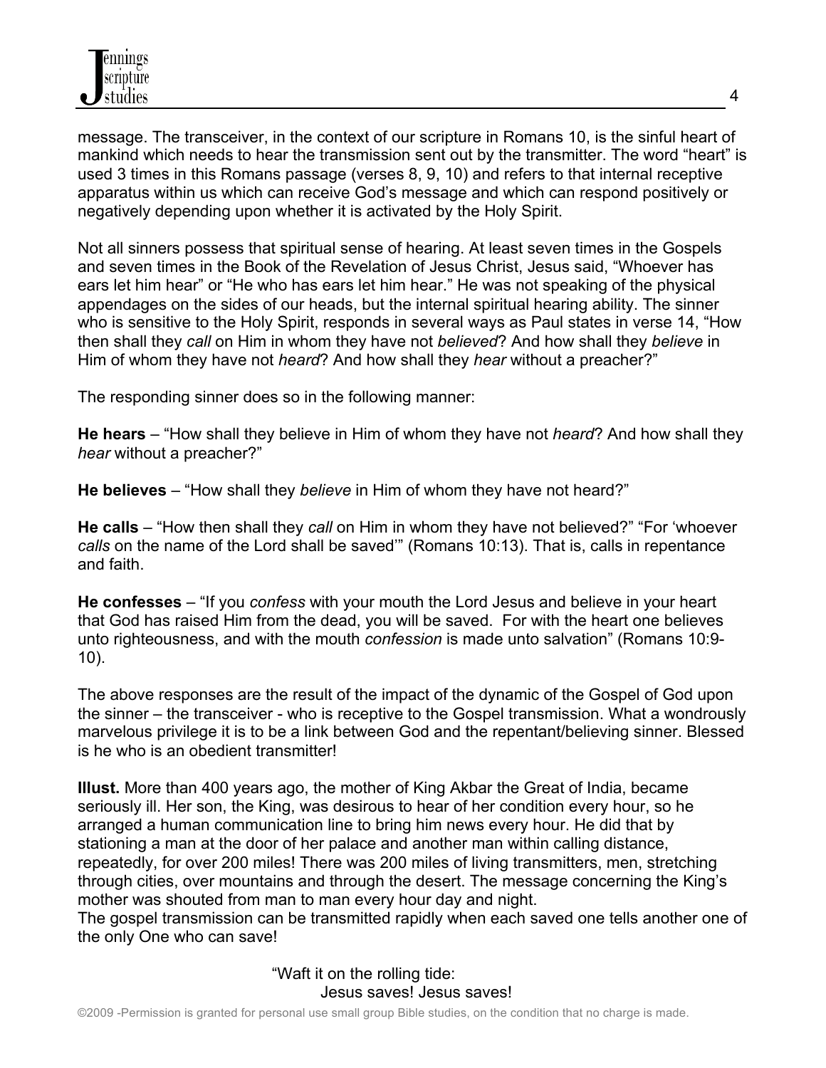message. The transceiver, in the context of our scripture in Romans 10, is the sinful heart of mankind which needs to hear the transmission sent out by the transmitter. The word “heart” is used 3 times in this Romans passage (verses 8, 9, 10) and refers to that internal receptive apparatus within us which can receive God’s message and which can respond positively or negatively depending upon whether it is activated by the Holy Spirit.

Not all sinners possess that spiritual sense of hearing. At least seven times in the Gospels and seven times in the Book of the Revelation of Jesus Christ, Jesus said, “Whoever has ears let him hear” or “He who has ears let him hear.” He was not speaking of the physical appendages on the sides of our heads, but the internal spiritual hearing ability. The sinner who is sensitive to the Holy Spirit, responds in several ways as Paul states in verse 14, “How then shall they *call* on Him in whom they have not *believed*? And how shall they *believe* in Him of whom they have not *heard*? And how shall they *hear* without a preacher?”

The responding sinner does so in the following manner:

**He hears** – “How shall they believe in Him of whom they have not *heard*? And how shall they *hear* without a preacher?”

**He believes** – “How shall they *believe* in Him of whom they have not heard?”

**He calls** – “How then shall they *call* on Him in whom they have not believed?” “For ‘whoever *calls* on the name of the Lord shall be saved’” (Romans 10:13). That is, calls in repentance and faith.

**He confesses** – “If you *confess* with your mouth the Lord Jesus and believe in your heart that God has raised Him from the dead, you will be saved. For with the heart one believes unto righteousness, and with the mouth *confession* is made unto salvation” (Romans 10:9-10).

The above responses are the result of the impact of the dynamic of the Gospel of God upon the sinner – the transceiver - who is receptive to the Gospel transmission. What a wondrously marvelous privilege it is to be a link between God and the repentant/believing sinner. Blessed is he who is an obedient transmitter!

**Illust.** More than 400 years ago, the mother of King Akbar the Great of India, became seriously ill. Her son, the King, was desirous to hear of her condition every hour, so he arranged a human communication line to bring him news every hour. He did that by stationing a man at the door of her palace and another man within calling distance, repeatedly, for over 200 miles! There was 200 miles of living transmitters, men, stretching through cities, over mountains and through the desert. The message concerning the King’s mother was shouted from man to man every hour day and night.
The gospel transmission can be transmitted rapidly when each saved one tells another one of the only One who can save!

“Waft it on the rolling tide:
Jesus saves! Jesus saves!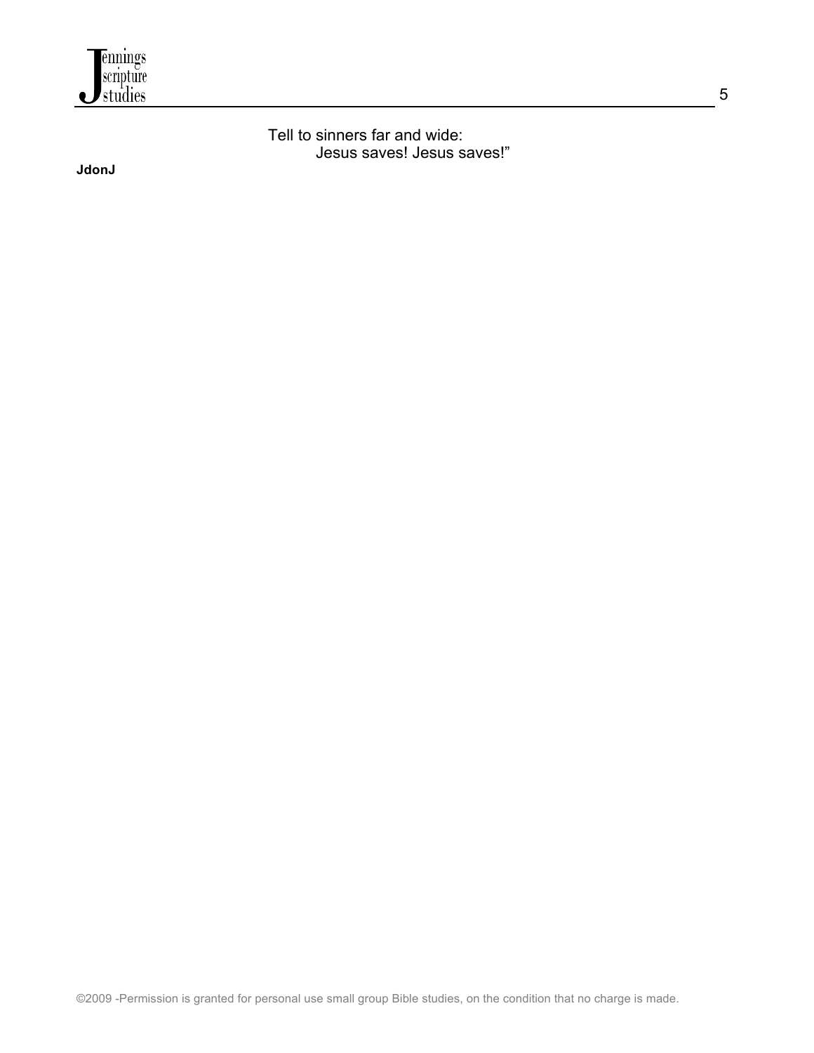Tell to sinners far and wide:
    Jesus saves! Jesus saves!"

**JdonJ**

©2009 -Permission is granted for personal use small group Bible studies, on the condition that no charge is made.